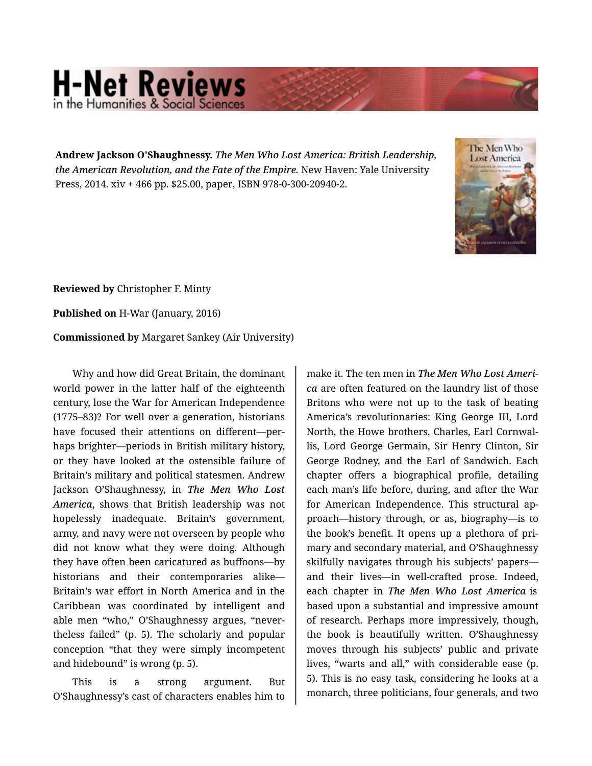**Andrew Jackson O'Shaughnessy.** ***The Men Who Lost America: British Leadership, the American Revolution, and the Fate of the Empire.*** New Haven: Yale University Press, 2014. xiv + 466 pp. $25.00, paper, ISBN 978-0-300-20940-2.

**Reviewed by** Christopher F. Minty

**Published on** H-War (January, 2016)

**Commissioned by** Margaret Sankey (Air University)

Why and how did Great Britain, the dominant world power in the latter half of the eighteenth century, lose the War for American Independence (1775–83)? For well over a generation, historians have focused their attentions on different—perhaps brighter—periods in British military history, or they have looked at the ostensible failure of Britain's military and political statesmen. Andrew Jackson O'Shaughnessy, in *The Men Who Lost America*, shows that British leadership was not hopelessly inadequate. Britain's government, army, and navy were not overseen by people who did not know what they were doing. Although they have often been caricatured as buffoons—by historians and their contemporaries alike—Britain's war effort in North America and in the Caribbean was coordinated by intelligent and able men "who," O'Shaughnessy argues, "nevertheless failed" (p. 5). The scholarly and popular conception "that they were simply incompetent and hidebound" is wrong (p. 5).

This is a strong argument. But O'Shaughnessy's cast of characters enables him to make it. The ten men in *The Men Who Lost America* are often featured on the laundry list of those Britons who were not up to the task of beating America's revolutionaries: King George III, Lord North, the Howe brothers, Charles, Earl Cornwallis, Lord George Germain, Sir Henry Clinton, Sir George Rodney, and the Earl of Sandwich. Each chapter offers a biographical profile, detailing each man's life before, during, and after the War for American Independence. This structural approach—history through, or as, biography—is to the book's benefit. It opens up a plethora of primary and secondary material, and O'Shaughnessy skilfully navigates through his subjects' papers—and their lives—in well-crafted prose. Indeed, each chapter in *The Men Who Lost America* is based upon a substantial and impressive amount of research. Perhaps more impressively, though, the book is beautifully written. O'Shaughnessy moves through his subjects' public and private lives, "warts and all," with considerable ease (p. 5). This is no easy task, considering he looks at a monarch, three politicians, four generals, and two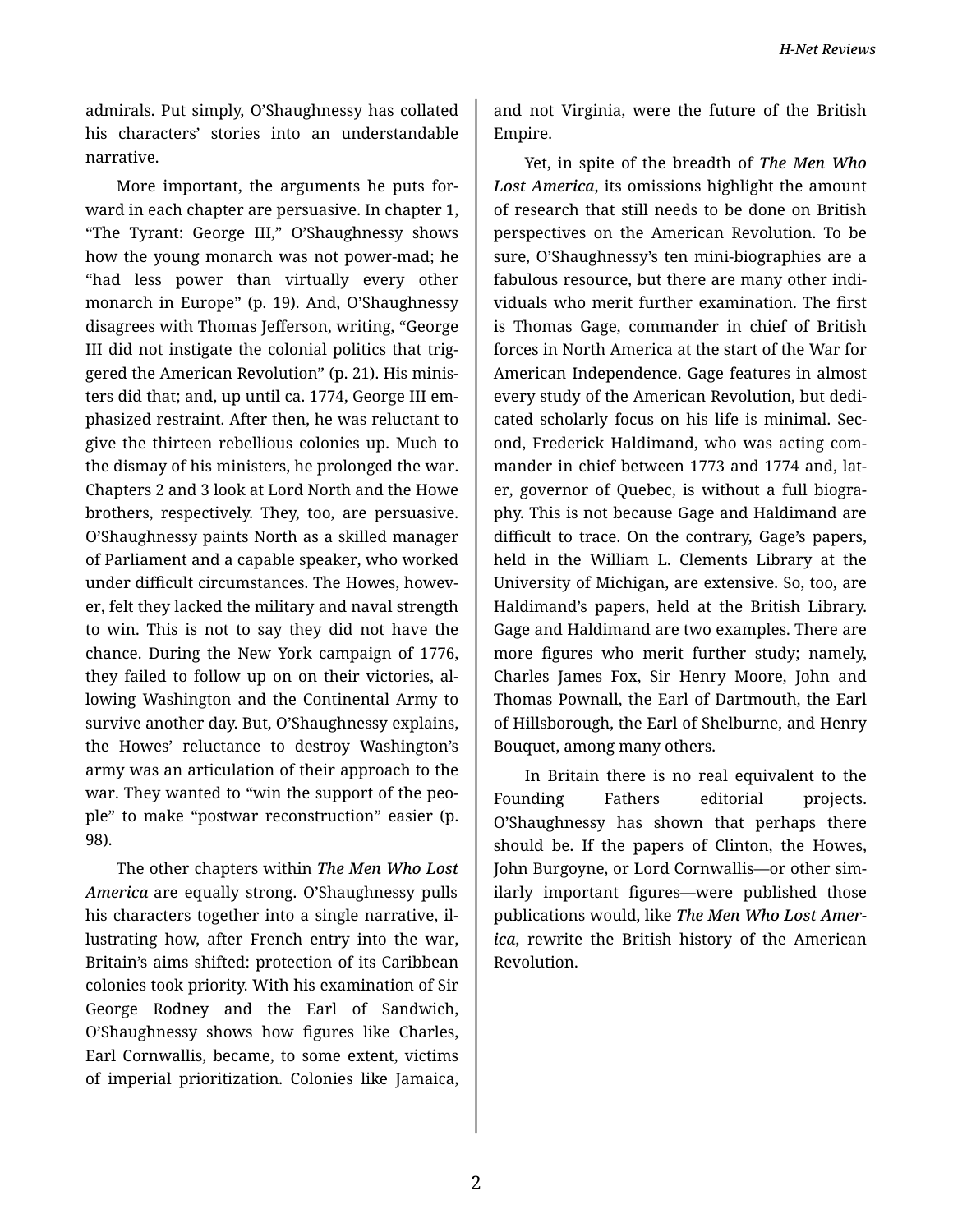admirals. Put simply, O'Shaughnessy has collated his characters' stories into an understandable narrative.

More important, the arguments he puts forward in each chapter are persuasive. In chapter 1, "The Tyrant: George III," O'Shaughnessy shows how the young monarch was not power-mad; he "had less power than virtually every other monarch in Europe" (p. 19). And, O'Shaughnessy disagrees with Thomas Jefferson, writing, "George III did not instigate the colonial politics that triggered the American Revolution" (p. 21). His ministers did that; and, up until ca. 1774, George III emphasized restraint. After then, he was reluctant to give the thirteen rebellious colonies up. Much to the dismay of his ministers, he prolonged the war. Chapters 2 and 3 look at Lord North and the Howe brothers, respectively. They, too, are persuasive. O'Shaughnessy paints North as a skilled manager of Parliament and a capable speaker, who worked under difficult circumstances. The Howes, however, felt they lacked the military and naval strength to win. This is not to say they did not have the chance. During the New York campaign of 1776, they failed to follow up on on their victories, allowing Washington and the Continental Army to survive another day. But, O'Shaughnessy explains, the Howes' reluctance to destroy Washington's army was an articulation of their approach to the war. They wanted to "win the support of the people" to make "postwar reconstruction" easier (p. 98).

The other chapters within ***The Men Who Lost America*** are equally strong. O'Shaughnessy pulls his characters together into a single narrative, illustrating how, after French entry into the war, Britain's aims shifted: protection of its Caribbean colonies took priority. With his examination of Sir George Rodney and the Earl of Sandwich, O'Shaughnessy shows how figures like Charles, Earl Cornwallis, became, to some extent, victims of imperial prioritization. Colonies like Jamaica, and not Virginia, were the future of the British Empire.

Yet, in spite of the breadth of ***The Men Who Lost America***, its omissions highlight the amount of research that still needs to be done on British perspectives on the American Revolution. To be sure, O'Shaughnessy's ten mini-biographies are a fabulous resource, but there are many other individuals who merit further examination. The first is Thomas Gage, commander in chief of British forces in North America at the start of the War for American Independence. Gage features in almost every study of the American Revolution, but dedicated scholarly focus on his life is minimal. Second, Frederick Haldimand, who was acting commander in chief between 1773 and 1774 and, later, governor of Quebec, is without a full biography. This is not because Gage and Haldimand are difficult to trace. On the contrary, Gage's papers, held in the William L. Clements Library at the University of Michigan, are extensive. So, too, are Haldimand's papers, held at the British Library. Gage and Haldimand are two examples. There are more figures who merit further study; namely, Charles James Fox, Sir Henry Moore, John and Thomas Pownall, the Earl of Dartmouth, the Earl of Hillsborough, the Earl of Shelburne, and Henry Bouquet, among many others.

In Britain there is no real equivalent to the Founding Fathers editorial projects. O'Shaughnessy has shown that perhaps there should be. If the papers of Clinton, the Howes, John Burgoyne, or Lord Cornwallis—or other similarly important figures—were published those publications would, like ***The Men Who Lost America***, rewrite the British history of the American Revolution.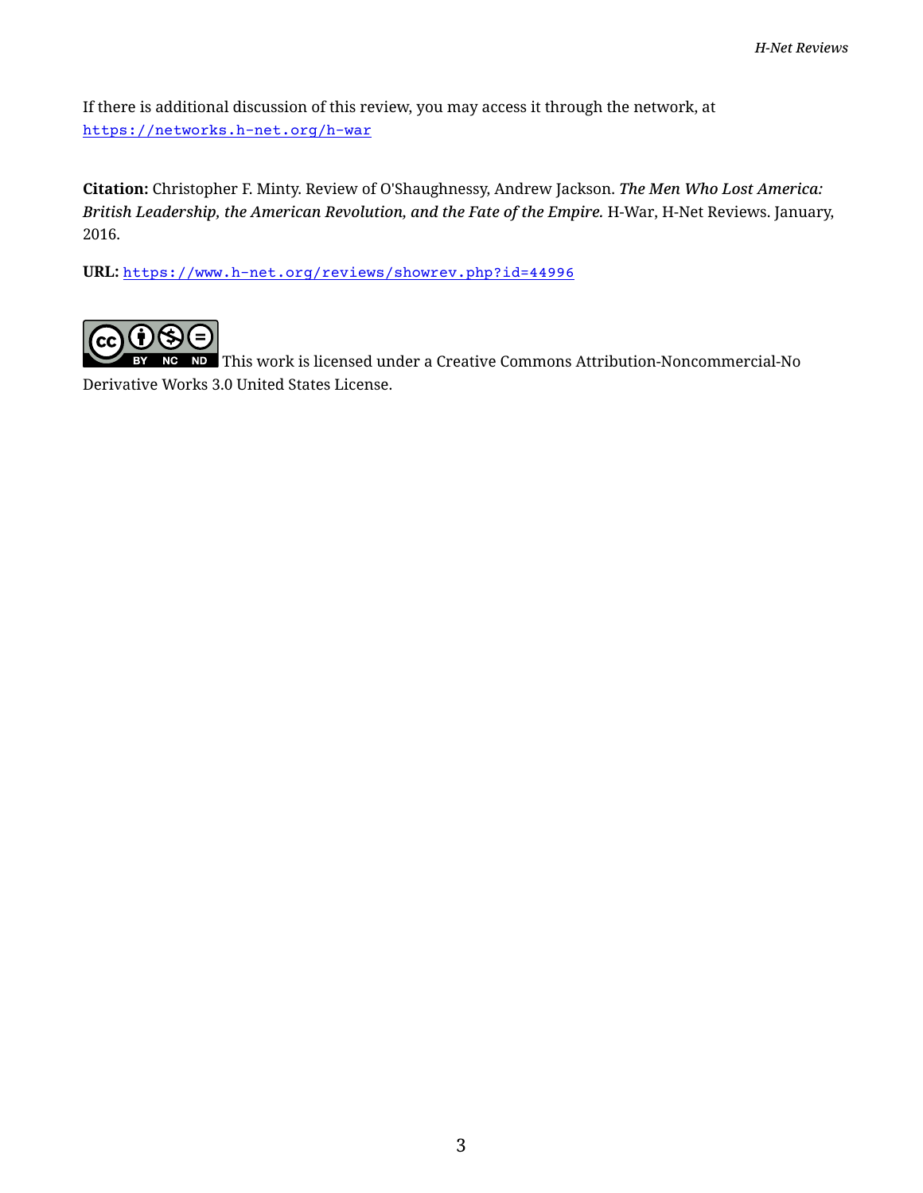If there is additional discussion of this review, you may access it through the network, at https://networks.h-net.org/h-war

**Citation:** Christopher F. Minty. Review of O'Shaughnessy, Andrew Jackson. ***The Men Who Lost America: British Leadership, the American Revolution, and the Fate of the Empire.*** H-War, H-Net Reviews. January, 2016.

**URL:** https://www.h-net.org/reviews/showrev.php?id=44996

This work is licensed under a Creative Commons Attribution-Noncommercial-No Derivative Works 3.0 United States License.